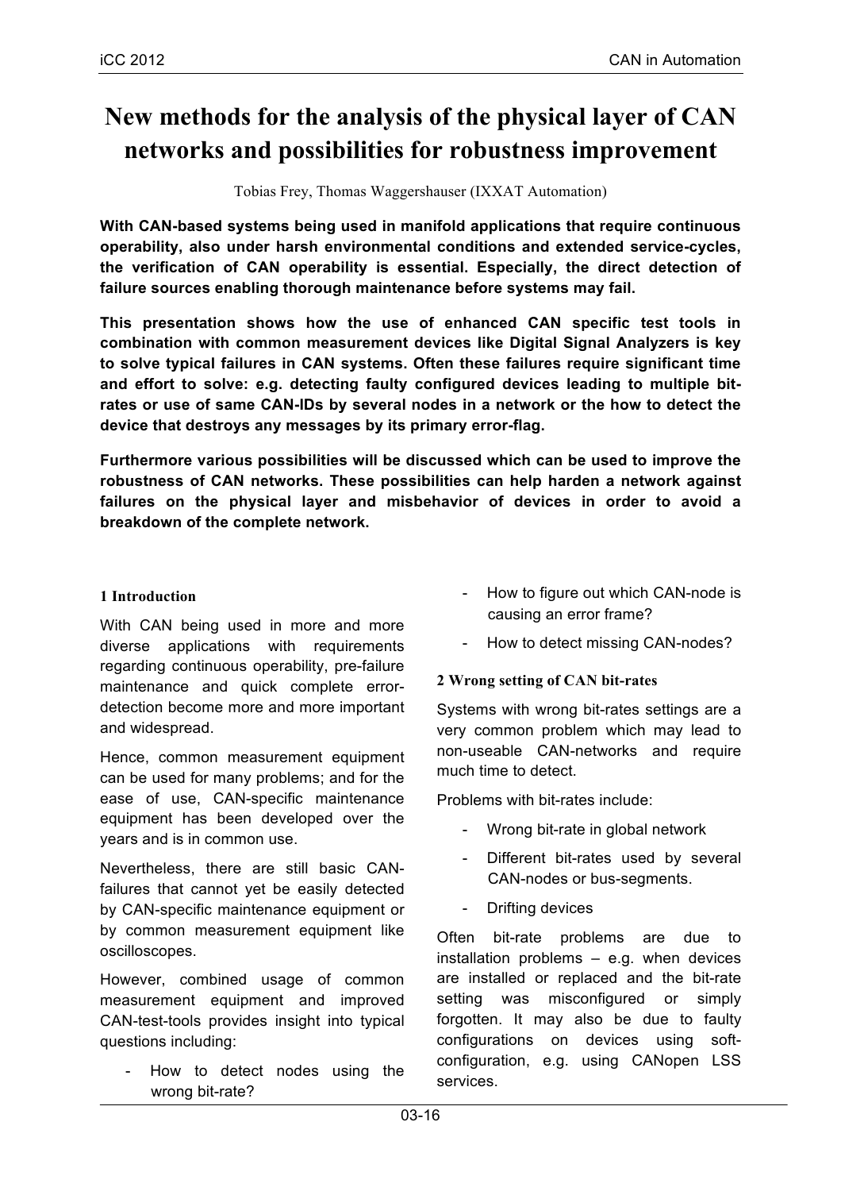# New methods for the analysis of the physical layer of CAN networks and possibilities for robustness improvement

Tobias Frey, Thomas Waggershauser (IXXAT Automation)

**With CAN-based systems being used in manifold applications that require continuous operability, also under harsh environmental conditions and extended service-cycles, the verification of CAN operability is essential. Especially, the direct detection of failure sources enabling thorough maintenance before systems may fail.**

**This presentation shows how the use of enhanced CAN specific test tools in combination with common measurement devices like Digital Signal Analyzers is key to solve typical failures in CAN systems. Often these failures require significant time and effort to solve: e.g. detecting faulty configured devices leading to multiple bit-rates or use of same CAN-IDs by several nodes in a network or the how to detect the device that destroys any messages by its primary error-flag.**

**Furthermore various possibilities will be discussed which can be used to improve the robustness of CAN networks. These possibilities can help harden a network against failures on the physical layer and misbehavior of devices in order to avoid a breakdown of the complete network.**

## 1 Introduction

With CAN being used in more and more diverse applications with requirements regarding continuous operability, pre-failure maintenance and quick complete error-detection become more and more important and widespread.

Hence, common measurement equipment can be used for many problems; and for the ease of use, CAN-specific maintenance equipment has been developed over the years and is in common use.

Nevertheless, there are still basic CAN-failures that cannot yet be easily detected by CAN-specific maintenance equipment or by common measurement equipment like oscilloscopes.

However, combined usage of common measurement equipment and improved CAN-test-tools provides insight into typical questions including:

- How to detect nodes using the wrong bit-rate?
- How to figure out which CAN-node is causing an error frame?
- How to detect missing CAN-nodes?

## 2 Wrong setting of CAN bit-rates

Systems with wrong bit-rates settings are a very common problem which may lead to non-useable CAN-networks and require much time to detect.

Problems with bit-rates include:

- Wrong bit-rate in global network
- Different bit-rates used by several CAN-nodes or bus-segments.
- Drifting devices

Often bit-rate problems are due to installation problems – e.g. when devices are installed or replaced and the bit-rate setting was misconfigured or simply forgotten. It may also be due to faulty configurations on devices using soft-configuration, e.g. using CANopen LSS services.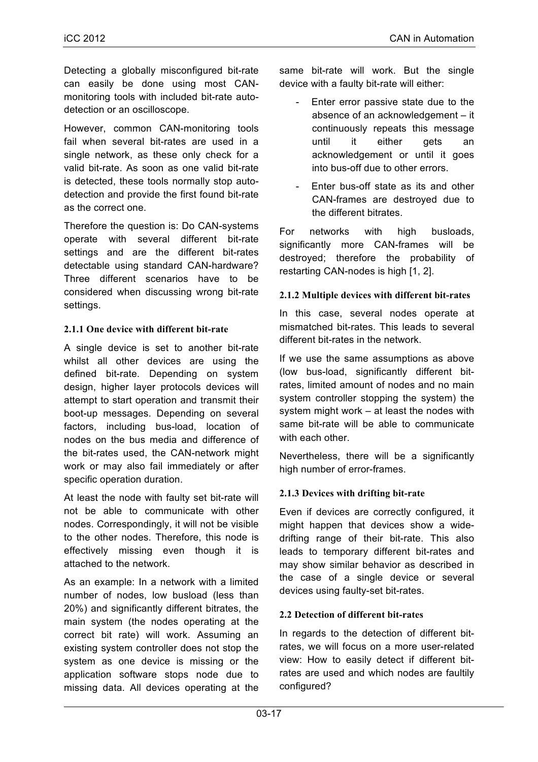Detecting a globally misconfigured bit-rate can easily be done using most CAN-monitoring tools with included bit-rate auto-detection or an oscilloscope.

However, common CAN-monitoring tools fail when several bit-rates are used in a single network, as these only check for a valid bit-rate. As soon as one valid bit-rate is detected, these tools normally stop auto-detection and provide the first found bit-rate as the correct one.

Therefore the question is: Do CAN-systems operate with several different bit-rate settings and are the different bit-rates detectable using standard CAN-hardware? Three different scenarios have to be considered when discussing wrong bit-rate settings.

### 2.1.1 One device with different bit-rate

A single device is set to another bit-rate whilst all other devices are using the defined bit-rate. Depending on system design, higher layer protocols devices will attempt to start operation and transmit their boot-up messages. Depending on several factors, including bus-load, location of nodes on the bus media and difference of the bit-rates used, the CAN-network might work or may also fail immediately or after specific operation duration.

At least the node with faulty set bit-rate will not be able to communicate with other nodes. Correspondingly, it will not be visible to the other nodes. Therefore, this node is effectively missing even though it is attached to the network.

As an example: In a network with a limited number of nodes, low busload (less than 20%) and significantly different bitrates, the main system (the nodes operating at the correct bit rate) will work. Assuming an existing system controller does not stop the system as one device is missing or the application software stops node due to missing data. All devices operating at the same bit-rate will work. But the single device with a faulty bit-rate will either:

- Enter error passive state due to the absence of an acknowledgement – it continuously repeats this message until it either gets an acknowledgement or until it goes into bus-off due to other errors.
- Enter bus-off state as its and other CAN-frames are destroyed due to the different bitrates.

For networks with high busloads, significantly more CAN-frames will be destroyed; therefore the probability of restarting CAN-nodes is high [1, 2].

### 2.1.2 Multiple devices with different bit-rates

In this case, several nodes operate at mismatched bit-rates. This leads to several different bit-rates in the network.

If we use the same assumptions as above (low bus-load, significantly different bit-rates, limited amount of nodes and no main system controller stopping the system) the system might work – at least the nodes with same bit-rate will be able to communicate with each other.

Nevertheless, there will be a significantly high number of error-frames.

### 2.1.3 Devices with drifting bit-rate

Even if devices are correctly configured, it might happen that devices show a wide-drifting range of their bit-rate. This also leads to temporary different bit-rates and may show similar behavior as described in the case of a single device or several devices using faulty-set bit-rates.

## 2.2 Detection of different bit-rates

In regards to the detection of different bit-rates, we will focus on a more user-related view: How to easily detect if different bit-rates are used and which nodes are faultily configured?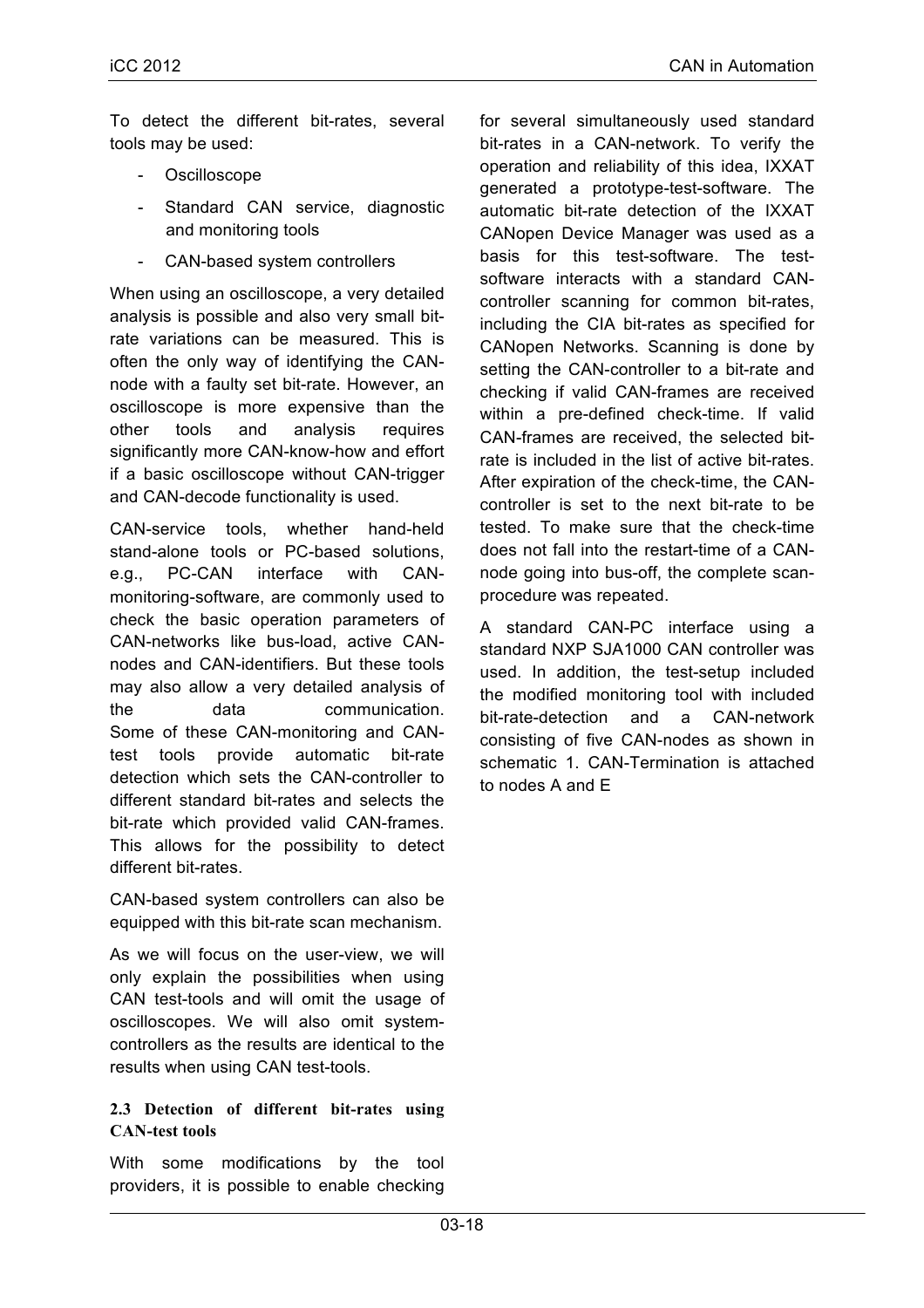To detect the different bit-rates, several tools may be used:

- Oscilloscope
- Standard CAN service, diagnostic and monitoring tools
- CAN-based system controllers

When using an oscilloscope, a very detailed analysis is possible and also very small bit-rate variations can be measured. This is often the only way of identifying the CAN-node with a faulty set bit-rate. However, an oscilloscope is more expensive than the other tools and analysis requires significantly more CAN-know-how and effort if a basic oscilloscope without CAN-trigger and CAN-decode functionality is used.

CAN-service tools, whether hand-held stand-alone tools or PC-based solutions, e.g., PC-CAN interface with CAN-monitoring-software, are commonly used to check the basic operation parameters of CAN-networks like bus-load, active CAN-nodes and CAN-identifiers. But these tools may also allow a very detailed analysis of the data communication. Some of these CAN-monitoring and CAN-test tools provide automatic bit-rate detection which sets the CAN-controller to different standard bit-rates and selects the bit-rate which provided valid CAN-frames. This allows for the possibility to detect different bit-rates.

CAN-based system controllers can also be equipped with this bit-rate scan mechanism.

As we will focus on the user-view, we will only explain the possibilities when using CAN test-tools and will omit the usage of oscilloscopes. We will also omit system-controllers as the results are identical to the results when using CAN test-tools.

### 2.3 Detection of different bit-rates using CAN-test tools

With some modifications by the tool providers, it is possible to enable checking for several simultaneously used standard bit-rates in a CAN-network. To verify the operation and reliability of this idea, IXXAT generated a prototype-test-software. The automatic bit-rate detection of the IXXAT CANopen Device Manager was used as a basis for this test-software. The test-software interacts with a standard CAN-controller scanning for common bit-rates, including the CIA bit-rates as specified for CANopen Networks. Scanning is done by setting the CAN-controller to a bit-rate and checking if valid CAN-frames are received within a pre-defined check-time. If valid CAN-frames are received, the selected bit-rate is included in the list of active bit-rates. After expiration of the check-time, the CAN-controller is set to the next bit-rate to be tested. To make sure that the check-time does not fall into the restart-time of a CAN-node going into bus-off, the complete scan-procedure was repeated.

A standard CAN-PC interface using a standard NXP SJA1000 CAN controller was used. In addition, the test-setup included the modified monitoring tool with included bit-rate-detection and a CAN-network consisting of five CAN-nodes as shown in schematic 1. CAN-Termination is attached to nodes A and E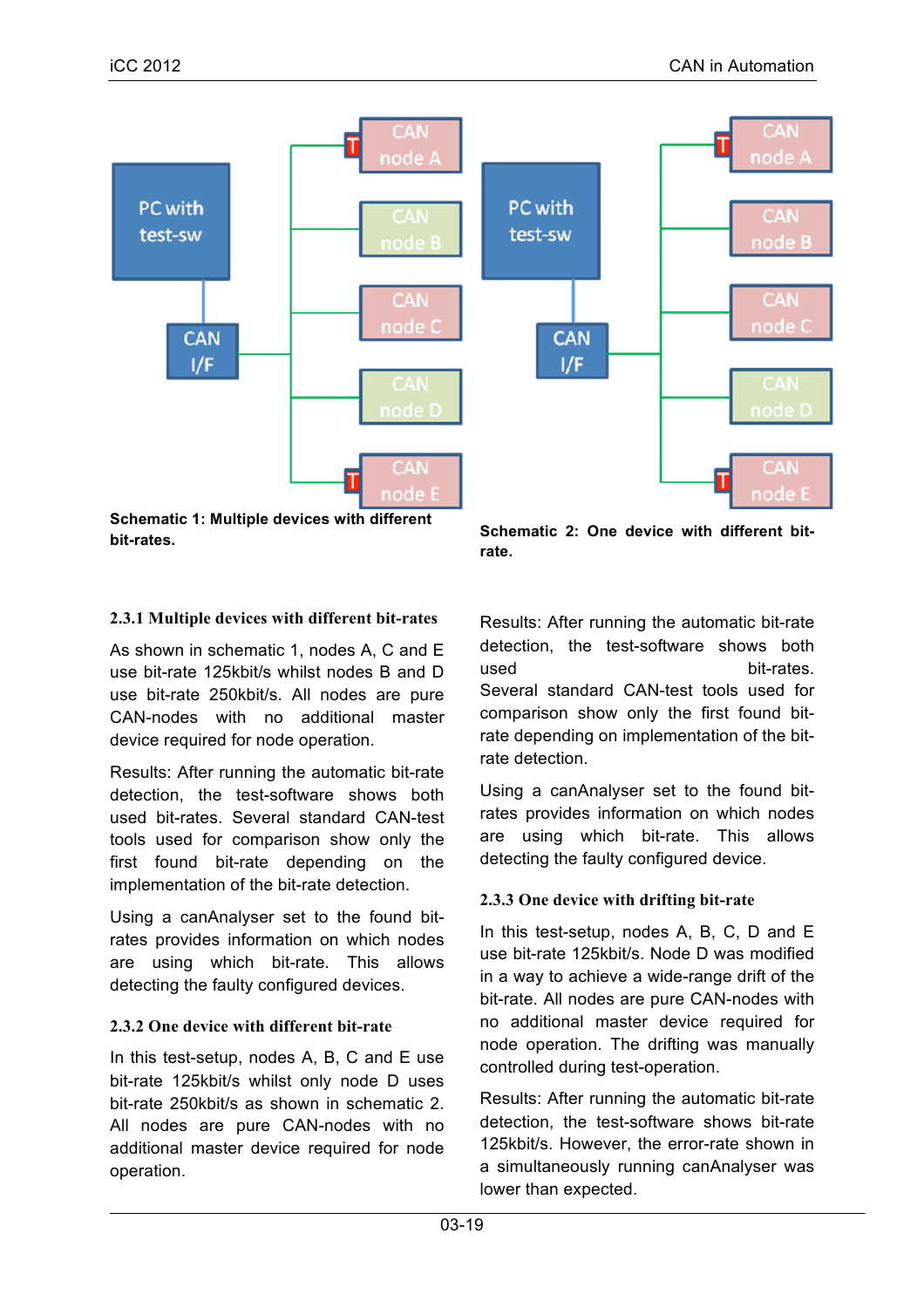Schematic 1: Multiple devices with different bit-rates.

Schematic 2: One device with different bit-rate.

### 2.3.1 Multiple devices with different bit-rates

As shown in schematic 1, nodes A, C and E use bit-rate 125kbit/s whilst nodes B and D use bit-rate 250kbit/s. All nodes are pure CAN-nodes with no additional master device required for node operation.

Results: After running the automatic bit-rate detection, the test-software shows both used bit-rates. Several standard CAN-test tools used for comparison show only the first found bit-rate depending on the implementation of the bit-rate detection.

Using a canAnalyser set to the found bit-rates provides information on which nodes are using which bit-rate. This allows detecting the faulty configured devices.

### 2.3.2 One device with different bit-rate

In this test-setup, nodes A, B, C and E use bit-rate 125kbit/s whilst only node D uses bit-rate 250kbit/s as shown in schematic 2. All nodes are pure CAN-nodes with no additional master device required for node operation.

Results: After running the automatic bit-rate detection, the test-software shows both used bit-rates. Several standard CAN-test tools used for comparison show only the first found bit-rate depending on implementation of the bit-rate detection.

Using a canAnalyser set to the found bit-rates provides information on which nodes are using which bit-rate. This allows detecting the faulty configured device.

### 2.3.3 One device with drifting bit-rate

In this test-setup, nodes A, B, C, D and E use bit-rate 125kbit/s. Node D was modified in a way to achieve a wide-range drift of the bit-rate. All nodes are pure CAN-nodes with no additional master device required for node operation. The drifting was manually controlled during test-operation.

Results: After running the automatic bit-rate detection, the test-software shows bit-rate 125kbit/s. However, the error-rate shown in a simultaneously running canAnalyser was lower than expected.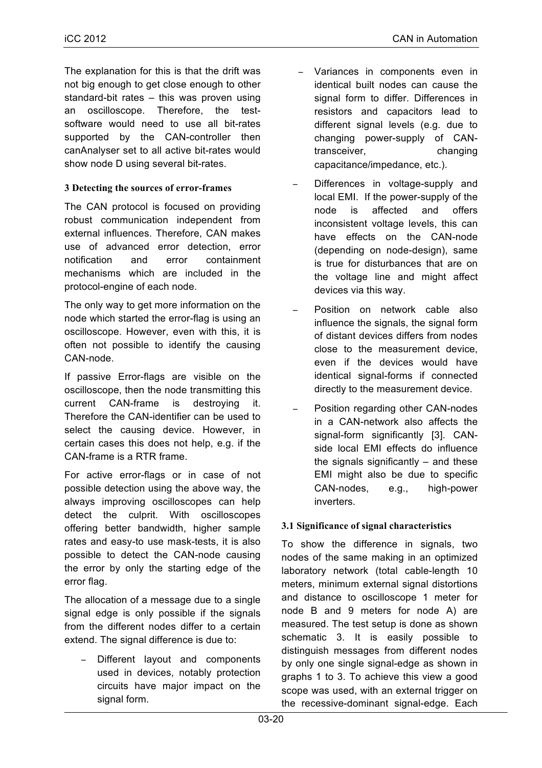The explanation for this is that the drift was not big enough to get close enough to other standard-bit rates – this was proven using an oscilloscope. Therefore, the test-software would need to use all bit-rates supported by the CAN-controller then canAnalyser set to all active bit-rates would show node D using several bit-rates.

### 3 Detecting the sources of error-frames

The CAN protocol is focused on providing robust communication independent from external influences. Therefore, CAN makes use of advanced error detection, error notification and error containment mechanisms which are included in the protocol-engine of each node.

The only way to get more information on the node which started the error-flag is using an oscilloscope. However, even with this, it is often not possible to identify the causing CAN-node.

If passive Error-flags are visible on the oscilloscope, then the node transmitting this current CAN-frame is destroying it. Therefore the CAN-identifier can be used to select the causing device. However, in certain cases this does not help, e.g. if the CAN-frame is a RTR frame.

For active error-flags or in case of not possible detection using the above way, the always improving oscilloscopes can help detect the culprit. With oscilloscopes offering better bandwidth, higher sample rates and easy-to use mask-tests, it is also possible to detect the CAN-node causing the error by only the starting edge of the error flag.

The allocation of a message due to a single signal edge is only possible if the signals from the different nodes differ to a certain extend. The signal difference is due to:

- Different layout and components used in devices, notably protection circuits have major impact on the signal form.
- Variances in components even in identical built nodes can cause the signal form to differ. Differences in resistors and capacitors lead to different signal levels (e.g. due to changing power-supply of CAN-transceiver, changing capacitance/impedance, etc.).
- Differences in voltage-supply and local EMI. If the power-supply of the node is affected and offers inconsistent voltage levels, this can have effects on the CAN-node (depending on node-design), same is true for disturbances that are on the voltage line and might affect devices via this way.
- Position on network cable also influence the signals, the signal form of distant devices differs from nodes close to the measurement device, even if the devices would have identical signal-forms if connected directly to the measurement device.
- Position regarding other CAN-nodes in a CAN-network also affects the signal-form significantly [3]. CAN-side local EMI effects do influence the signals significantly – and these EMI might also be due to specific CAN-nodes, e.g., high-power inverters.

#### 3.1 Significance of signal characteristics

To show the difference in signals, two nodes of the same making in an optimized laboratory network (total cable-length 10 meters, minimum external signal distortions and distance to oscilloscope 1 meter for node B and 9 meters for node A) are measured. The test setup is done as shown schematic 3. It is easily possible to distinguish messages from different nodes by only one single signal-edge as shown in graphs 1 to 3. To achieve this view a good scope was used, with an external trigger on the recessive-dominant signal-edge. Each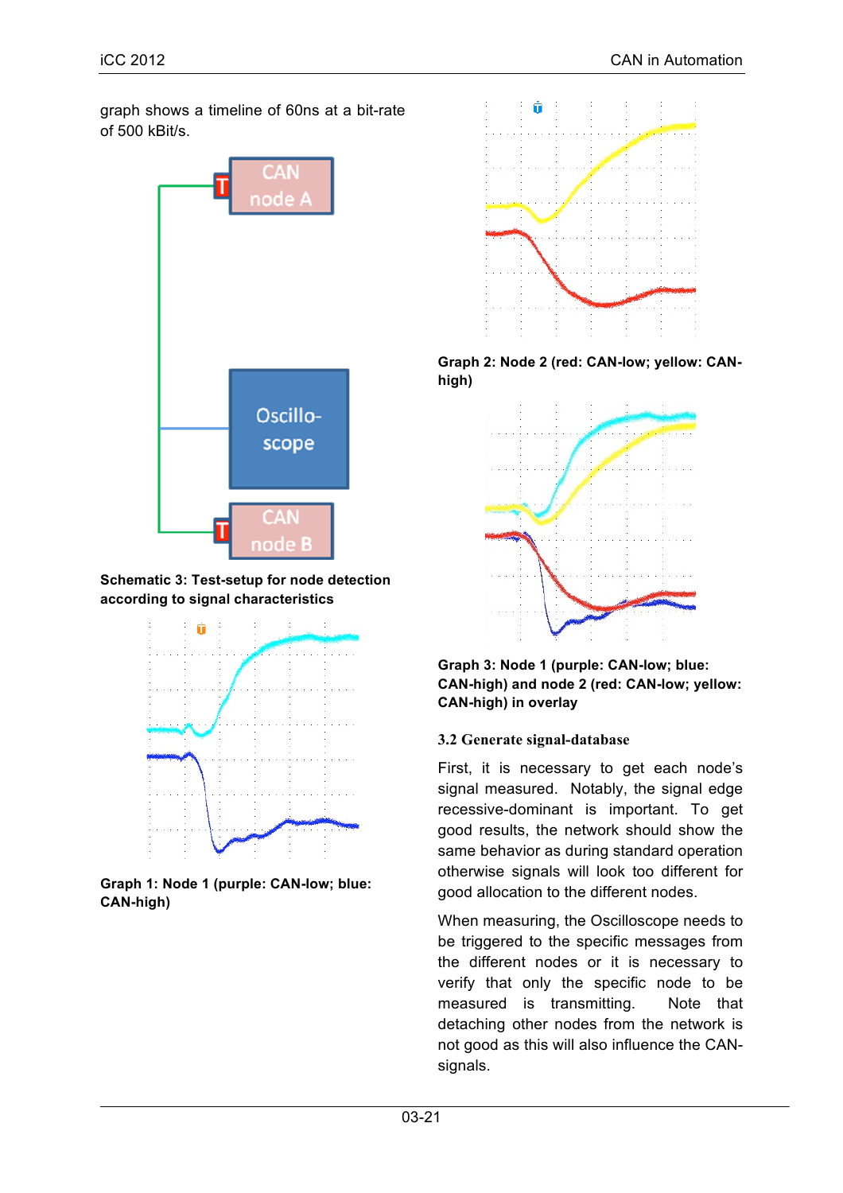graph shows a timeline of 60ns at a bit-rate of 500 kBit/s.

Schematic 3: **Test-setup for node detection according to signal characteristics**

**Graph 1: Node 1 (purple: CAN-low; blue: CAN-high)**

**Graph 2: Node 2 (red: CAN-low; yellow: CAN-high)**

**Graph 3: Node 1 (purple: CAN-low; blue: CAN-high) and node 2 (red: CAN-low; yellow: CAN-high) in overlay**

### 3.2 Generate signal-database

First, it is necessary to get each node's signal measured. Notably, the signal edge recessive-dominant is important. To get good results, the network should show the same behavior as during standard operation otherwise signals will look too different for good allocation to the different nodes.

When measuring, the Oscilloscope needs to be triggered to the specific messages from the different nodes or it is necessary to verify that only the specific node to be measured is transmitting. Note that detaching other nodes from the network is not good as this will also influence the CAN-signals.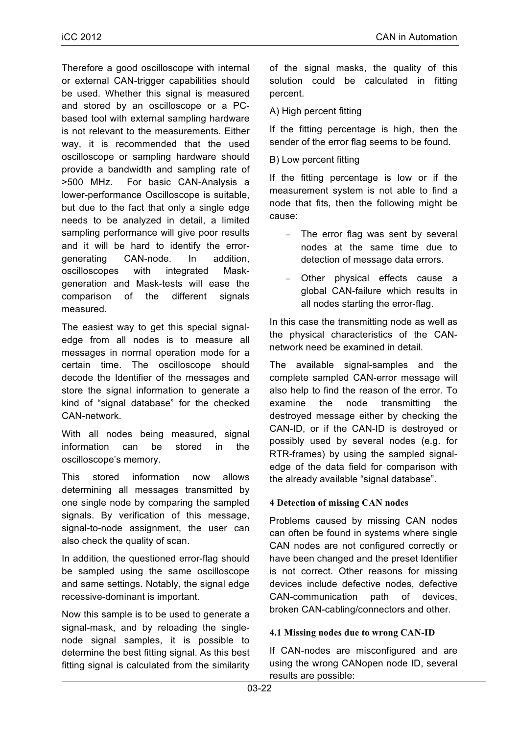Therefore a good oscilloscope with internal or external CAN-trigger capabilities should be used. Whether this signal is measured and stored by an oscilloscope or a PC-based tool with external sampling hardware is not relevant to the measurements. Either way, it is recommended that the used oscilloscope or sampling hardware should provide a bandwidth and sampling rate of >500 MHz. For basic CAN-Analysis a lower-performance Oscilloscope is suitable, but due to the fact that only a single edge needs to be analyzed in detail, a limited sampling performance will give poor results and it will be hard to identify the error-generating CAN-node. In addition, oscilloscopes with integrated Mask-generation and Mask-tests will ease the comparison of the different signals measured.

The easiest way to get this special signal-edge from all nodes is to measure all messages in normal operation mode for a certain time. The oscilloscope should decode the Identifier of the messages and store the signal information to generate a kind of "signal database" for the checked CAN-network.

With all nodes being measured, signal information can be stored in the oscilloscope's memory.

This stored information now allows determining all messages transmitted by one single node by comparing the sampled signals. By verification of this message, signal-to-node assignment, the user can also check the quality of scan.

In addition, the questioned error-flag should be sampled using the same oscilloscope and same settings. Notably, the signal edge recessive-dominant is important.

Now this sample is to be used to generate a signal-mask, and by reloading the single-node signal samples, it is possible to determine the best fitting signal. As this best fitting signal is calculated from the similarity of the signal masks, the quality of this solution could be calculated in fitting percent.

A) High percent fitting

If the fitting percentage is high, then the sender of the error flag seems to be found.

B) Low percent fitting

If the fitting percentage is low or if the measurement system is not able to find a node that fits, then the following might be cause:

- The error flag was sent by several nodes at the same time due to detection of message data errors.
- Other physical effects cause a global CAN-failure which results in all nodes starting the error-flag.

In this case the transmitting node as well as the physical characteristics of the CAN-network need be examined in detail.

The available signal-samples and the complete sampled CAN-error message will also help to find the reason of the error. To examine the node transmitting the destroyed message either by checking the CAN-ID, or if the CAN-ID is destroyed or possibly used by several nodes (e.g. for RTR-frames) by using the sampled signal-edge of the data field for comparison with the already available "signal database".

## 4 Detection of missing CAN nodes

Problems caused by missing CAN nodes can often be found in systems where single CAN nodes are not configured correctly or have been changed and the preset Identifier is not correct. Other reasons for missing devices include defective nodes, defective CAN-communication path of devices, broken CAN-cabling/connectors and other.

### 4.1 Missing nodes due to wrong CAN-ID

If CAN-nodes are misconfigured and are using the wrong CANopen node ID, several results are possible: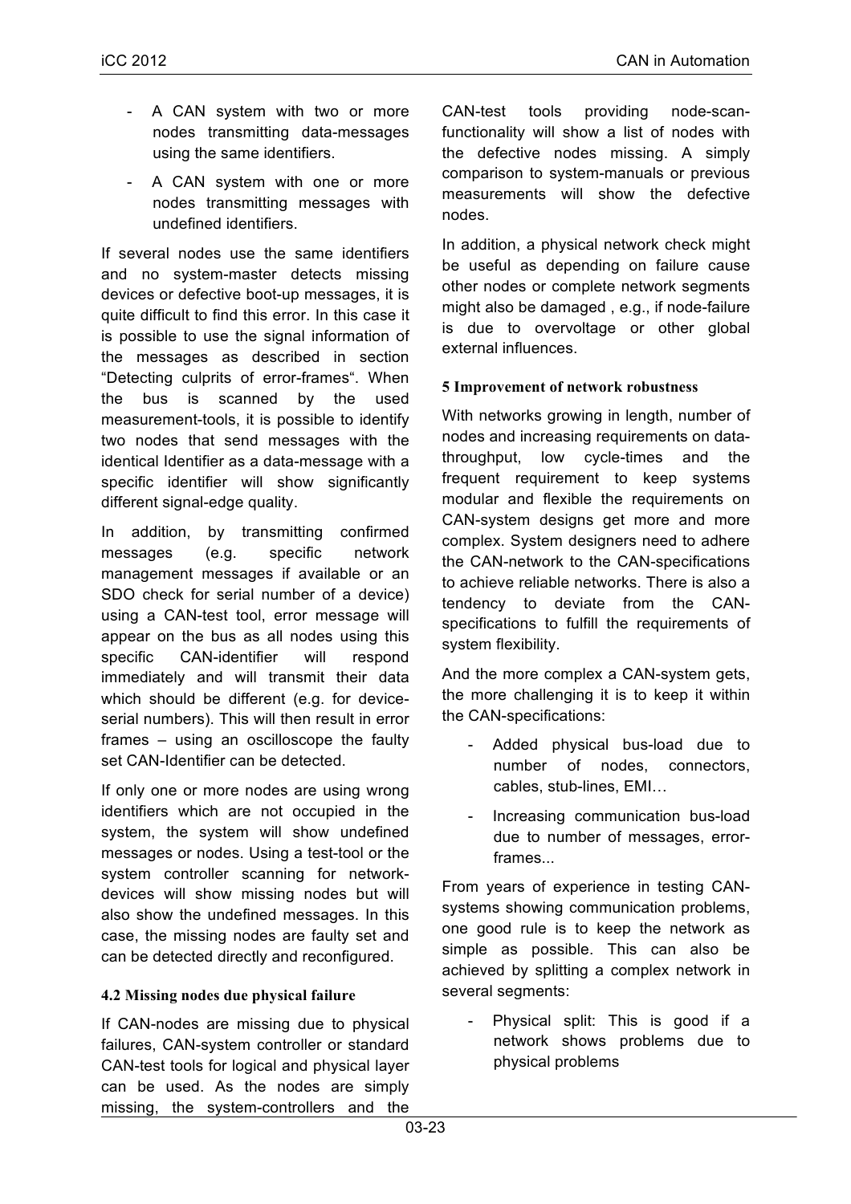- A CAN system with two or more nodes transmitting data-messages using the same identifiers.
- A CAN system with one or more nodes transmitting messages with undefined identifiers.

If several nodes use the same identifiers and no system-master detects missing devices or defective boot-up messages, it is quite difficult to find this error. In this case it is possible to use the signal information of the messages as described in section “Detecting culprits of error-frames“. When the bus is scanned by the used measurement-tools, it is possible to identify two nodes that send messages with the identical Identifier as a data-message with a specific identifier will show significantly different signal-edge quality.

In addition, by transmitting confirmed messages (e.g. specific network management messages if available or an SDO check for serial number of a device) using a CAN-test tool, error message will appear on the bus as all nodes using this specific CAN-identifier will respond immediately and will transmit their data which should be different (e.g. for device-serial numbers). This will then result in error frames – using an oscilloscope the faulty set CAN-Identifier can be detected.

If only one or more nodes are using wrong identifiers which are not occupied in the system, the system will show undefined messages or nodes. Using a test-tool or the system controller scanning for network-devices will show missing nodes but will also show the undefined messages. In this case, the missing nodes are faulty set and can be detected directly and reconfigured.

### 4.2 Missing nodes due physical failure

If CAN-nodes are missing due to physical failures, CAN-system controller or standard CAN-test tools for logical and physical layer can be used. As the nodes are simply missing, the system-controllers and the CAN-test tools providing node-scan-functionality will show a list of nodes with the defective nodes missing. A simply comparison to system-manuals or previous measurements will show the defective nodes.

In addition, a physical network check might be useful as depending on failure cause other nodes or complete network segments might also be damaged , e.g., if node-failure is due to overvoltage or other global external influences.

## 5 Improvement of network robustness

With networks growing in length, number of nodes and increasing requirements on data-throughput, low cycle-times and the frequent requirement to keep systems modular and flexible the requirements on CAN-system designs get more and more complex. System designers need to adhere the CAN-network to the CAN-specifications to achieve reliable networks. There is also a tendency to deviate from the CAN-specifications to fulfill the requirements of system flexibility.

And the more complex a CAN-system gets, the more challenging it is to keep it within the CAN-specifications:

- Added physical bus-load due to number of nodes, connectors, cables, stub-lines, EMI…
- Increasing communication bus-load due to number of messages, error-frames...

From years of experience in testing CAN-systems showing communication problems, one good rule is to keep the network as simple as possible. This can also be achieved by splitting a complex network in several segments:

- Physical split: This is good if a network shows problems due to physical problems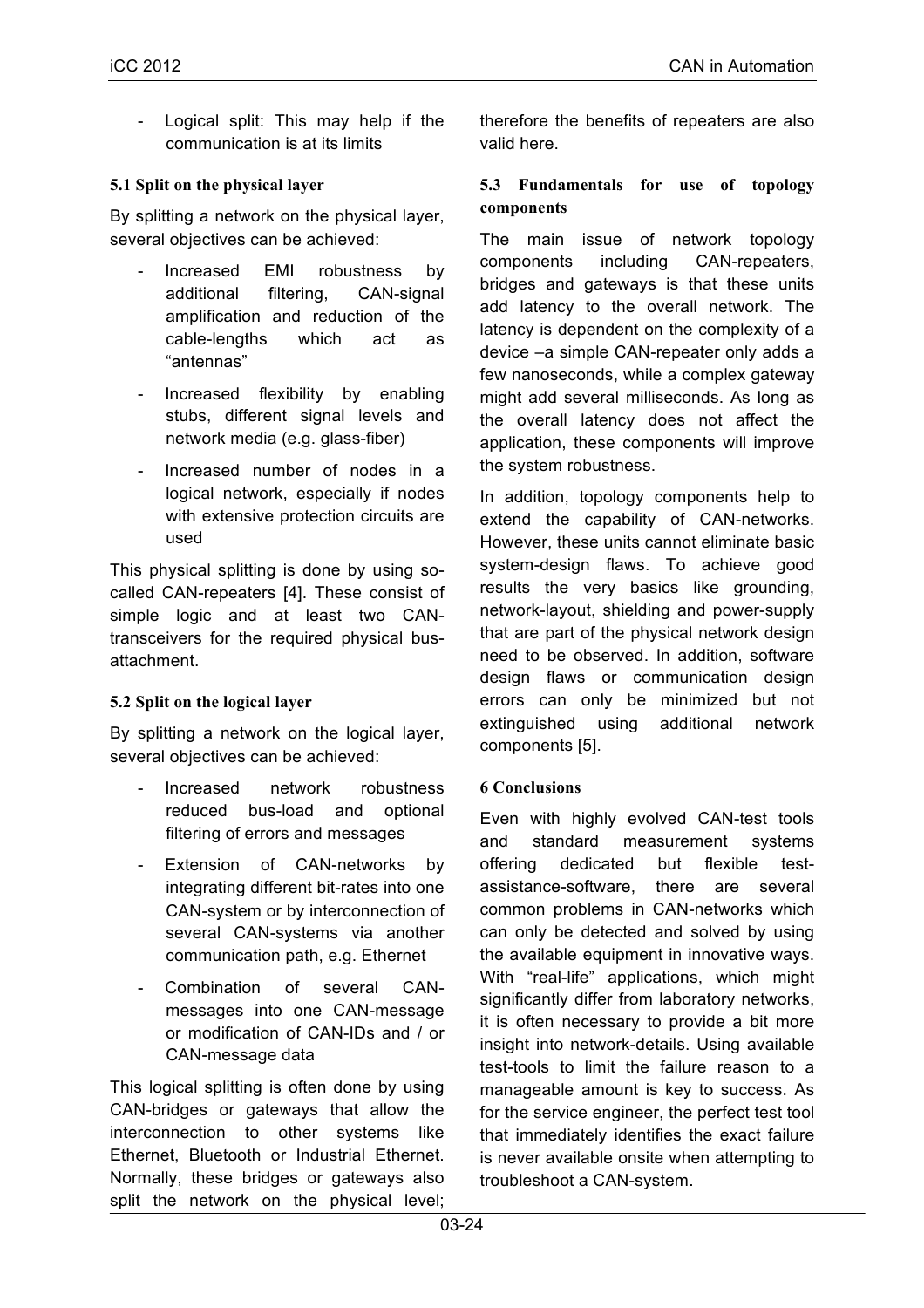- Logical split: This may help if the communication is at its limits

### 5.1 Split on the physical layer

By splitting a network on the physical layer, several objectives can be achieved:

- Increased EMI robustness by additional filtering, CAN-signal amplification and reduction of the cable-lengths which act as "antennas"
- Increased flexibility by enabling stubs, different signal levels and network media (e.g. glass-fiber)
- Increased number of nodes in a logical network, especially if nodes with extensive protection circuits are used

This physical splitting is done by using so-called CAN-repeaters [4]. These consist of simple logic and at least two CAN-transceivers for the required physical bus-attachment.

### 5.2 Split on the logical layer

By splitting a network on the logical layer, several objectives can be achieved:

- Increased network robustness reduced bus-load and optional filtering of errors and messages
- Extension of CAN-networks by integrating different bit-rates into one CAN-system or by interconnection of several CAN-systems via another communication path, e.g. Ethernet
- Combination of several CAN-messages into one CAN-message or modification of CAN-IDs and / or CAN-message data

This logical splitting is often done by using CAN-bridges or gateways that allow the interconnection to other systems like Ethernet, Bluetooth or Industrial Ethernet. Normally, these bridges or gateways also split the network on the physical level; therefore the benefits of repeaters are also valid here.

### 5.3 Fundamentals for use of topology components

The main issue of network topology components including CAN-repeaters, bridges and gateways is that these units add latency to the overall network. The latency is dependent on the complexity of a device –a simple CAN-repeater only adds a few nanoseconds, while a complex gateway might add several milliseconds. As long as the overall latency does not affect the application, these components will improve the system robustness.

In addition, topology components help to extend the capability of CAN-networks. However, these units cannot eliminate basic system-design flaws. To achieve good results the very basics like grounding, network-layout, shielding and power-supply that are part of the physical network design need to be observed. In addition, software design flaws or communication design errors can only be minimized but not extinguished using additional network components [5].

## 6 Conclusions

Even with highly evolved CAN-test tools and standard measurement systems offering dedicated but flexible test-assistance-software, there are several common problems in CAN-networks which can only be detected and solved by using the available equipment in innovative ways. With "real-life" applications, which might significantly differ from laboratory networks, it is often necessary to provide a bit more insight into network-details. Using available test-tools to limit the failure reason to a manageable amount is key to success. As for the service engineer, the perfect test tool that immediately identifies the exact failure is never available onsite when attempting to troubleshoot a CAN-system.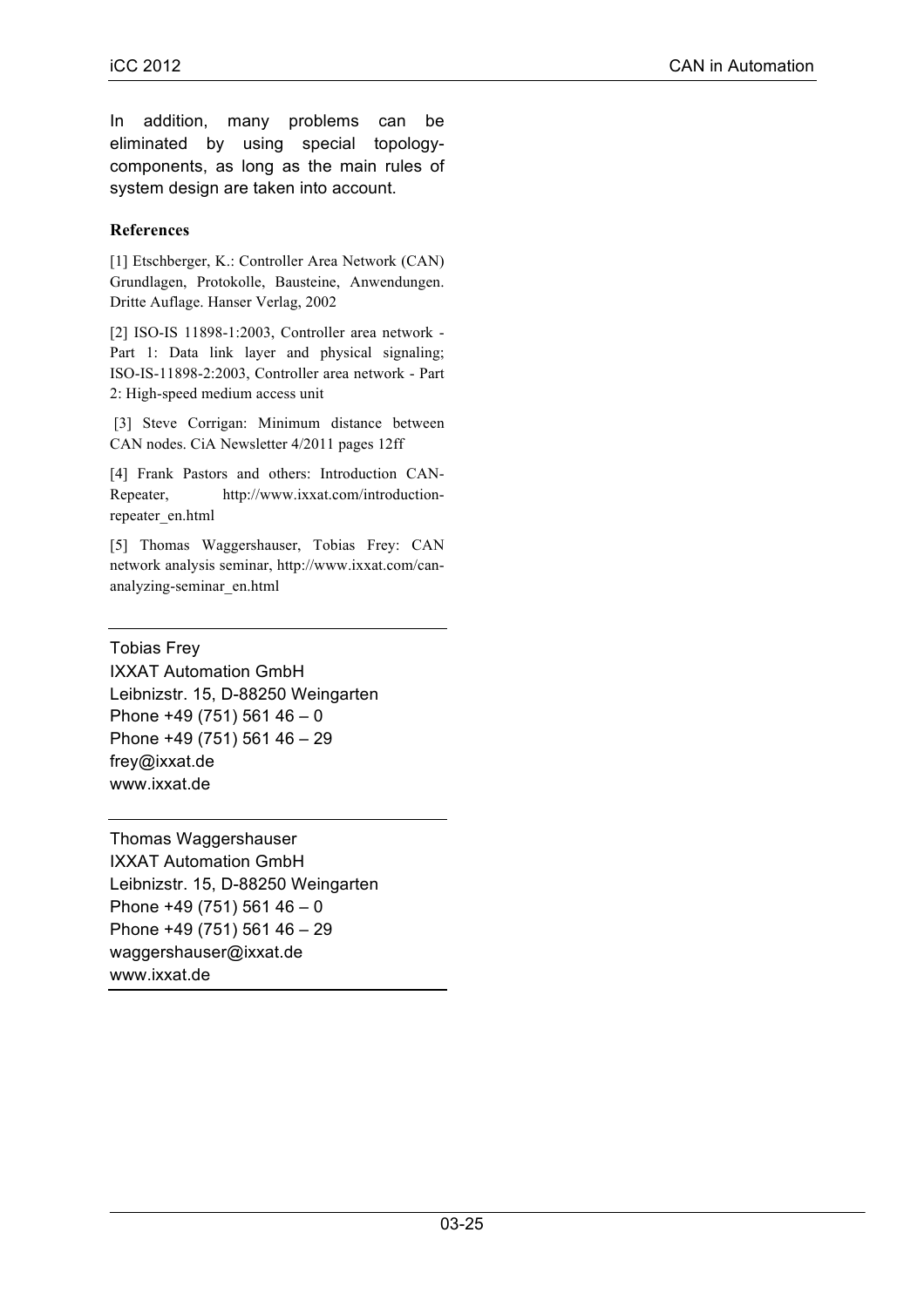In addition, many problems can be eliminated by using special topology-components, as long as the main rules of system design are taken into account.

### References

[1] Etschberger, K.: Controller Area Network (CAN) Grundlagen, Protokolle, Bausteine, Anwendungen. Dritte Auflage. Hanser Verlag, 2002

[2] ISO-IS 11898-1:2003, Controller area network - Part 1: Data link layer and physical signaling; ISO-IS-11898-2:2003, Controller area network - Part 2: High-speed medium access unit

[3] Steve Corrigan: Minimum distance between CAN nodes. CiA Newsletter 4/2011 pages 12ff

[4] Frank Pastors and others: Introduction CAN-Repeater, http://www.ixxat.com/introduction-repeater_en.html

[5] Thomas Waggershauser, Tobias Frey: CAN network analysis seminar, http://www.ixxat.com/can-analyzing-seminar_en.html

---

Tobias Frey
IXXAT Automation GmbH
Leibnizstr. 15, D-88250 Weingarten
Phone +49 (751) 561 46 – 0
Phone +49 (751) 561 46 – 29
frey@ixxat.de
www.ixxat.de

---

Thomas Waggershauser
IXXAT Automation GmbH
Leibnizstr. 15, D-88250 Weingarten
Phone +49 (751) 561 46 – 0
Phone +49 (751) 561 46 – 29
waggershauser@ixxat.de
www.ixxat.de